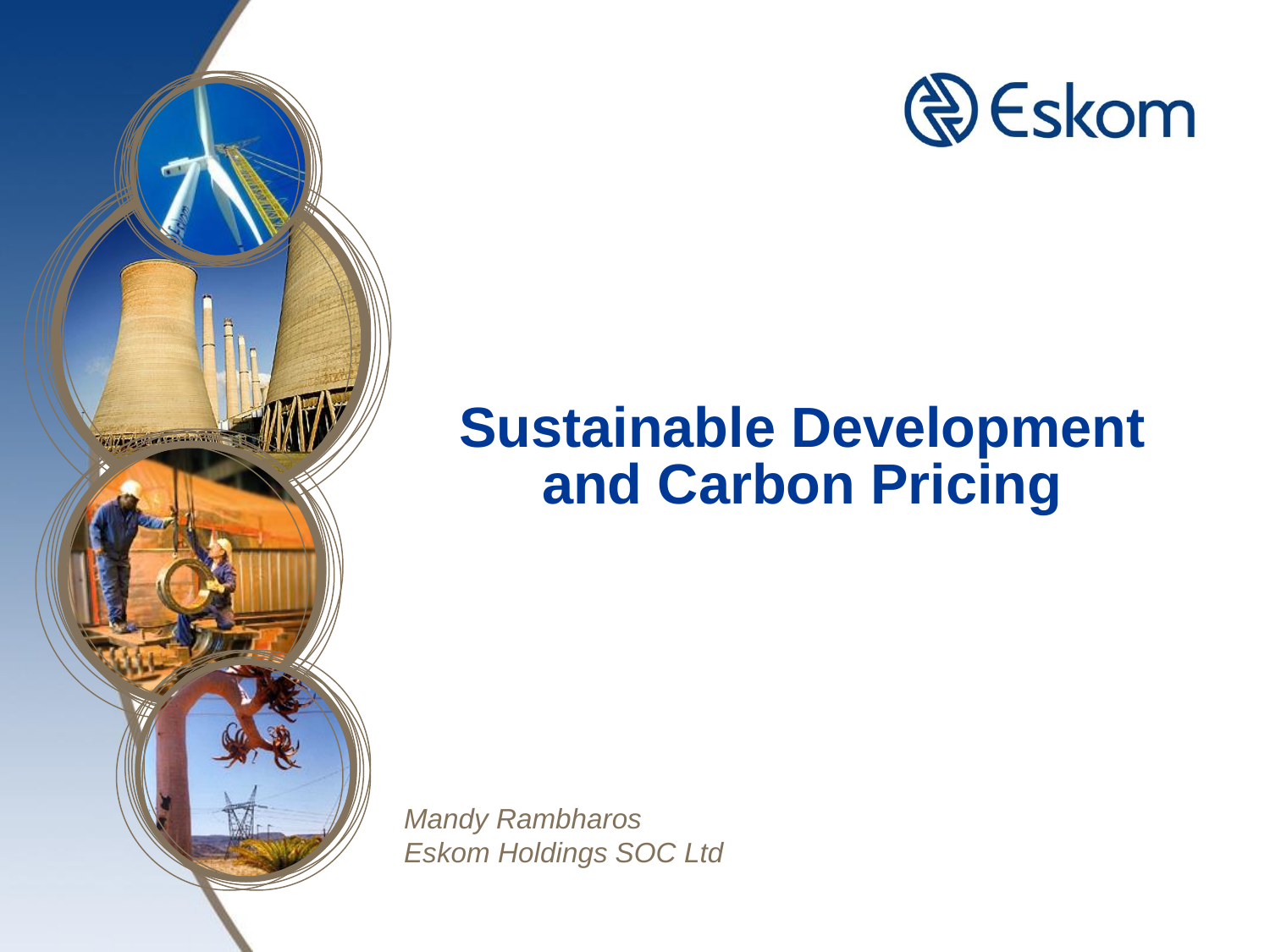Eskom

# Sustainable Development and Carbon Pricing

*Mandy Rambharos*
*Eskom Holdings SOC Ltd*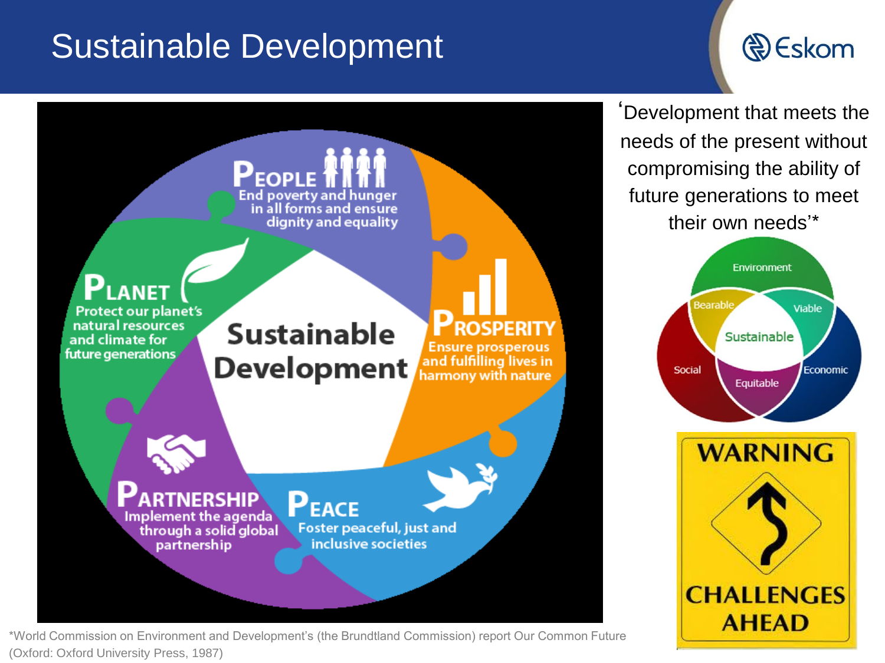# Sustainable Development

**Sustainable Development**

**PEOPLE**
End poverty and hunger in all forms and ensure dignity and equality

**PROSPERITY**
Ensure prosperous and fulfilling lives in harmony with nature

**PEACE**
Foster peaceful, just and inclusive societies

**PARTNERSHIP**
Implement the agenda through a solid global partnership

**PLANET**
Protect our planet's natural resources and climate for future generations

'Development that meets the needs of the present without compromising the ability of future generations to meet their own needs'*

- Environment
- Social
- Economic
- Bearable
- Viable
- Equitable
- Sustainable

**WARNING**

**CHALLENGES AHEAD**

*World Commission on Environment and Development's (the Brundtland Commission) report Our Common Future (Oxford: Oxford University Press, 1987)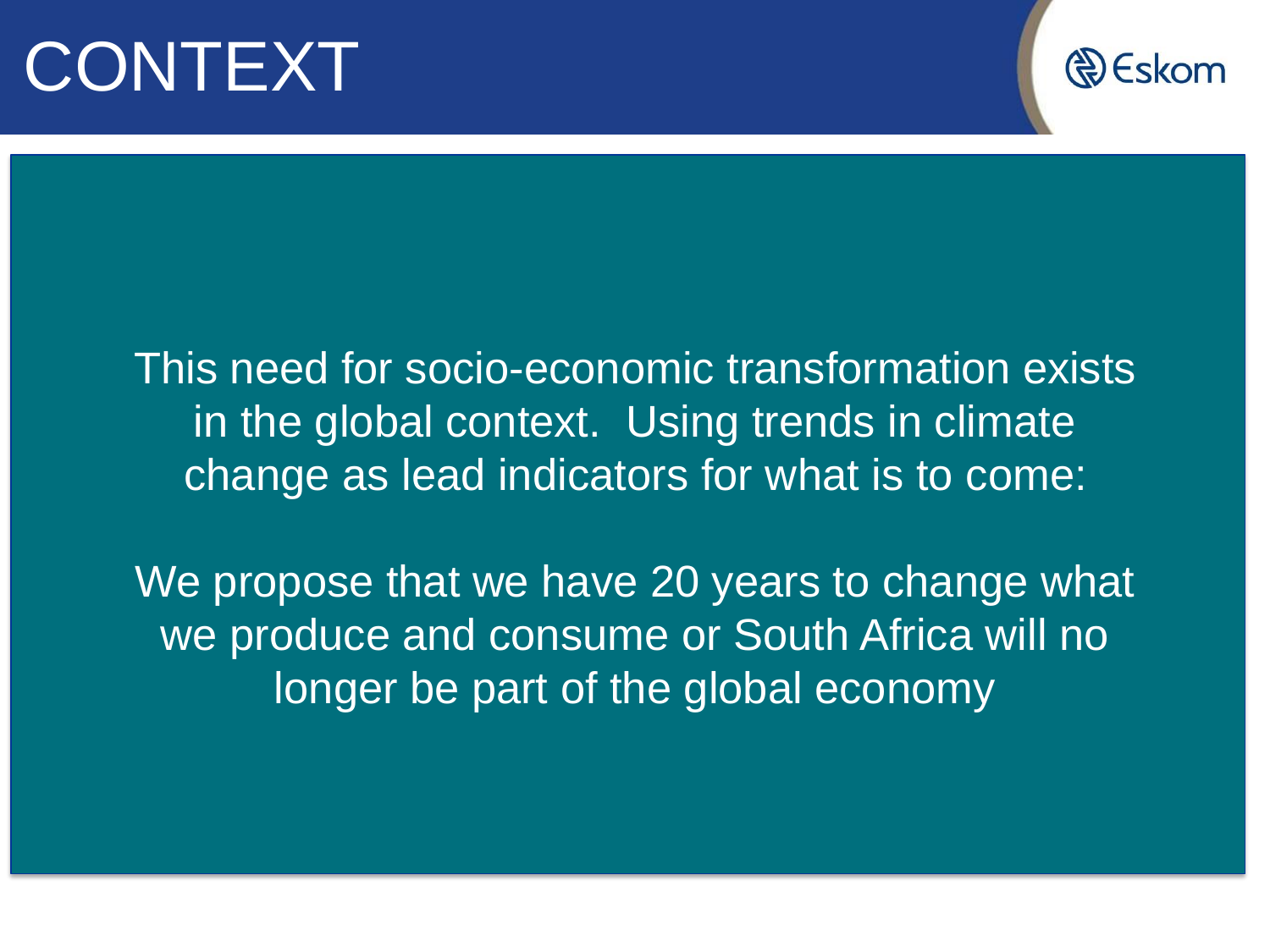# CONTEXT

This need for socio-economic transformation exists in the global context. Using trends in climate change as lead indicators for what is to come:

We propose that we have 20 years to change what we produce and consume or South Africa will no longer be part of the global economy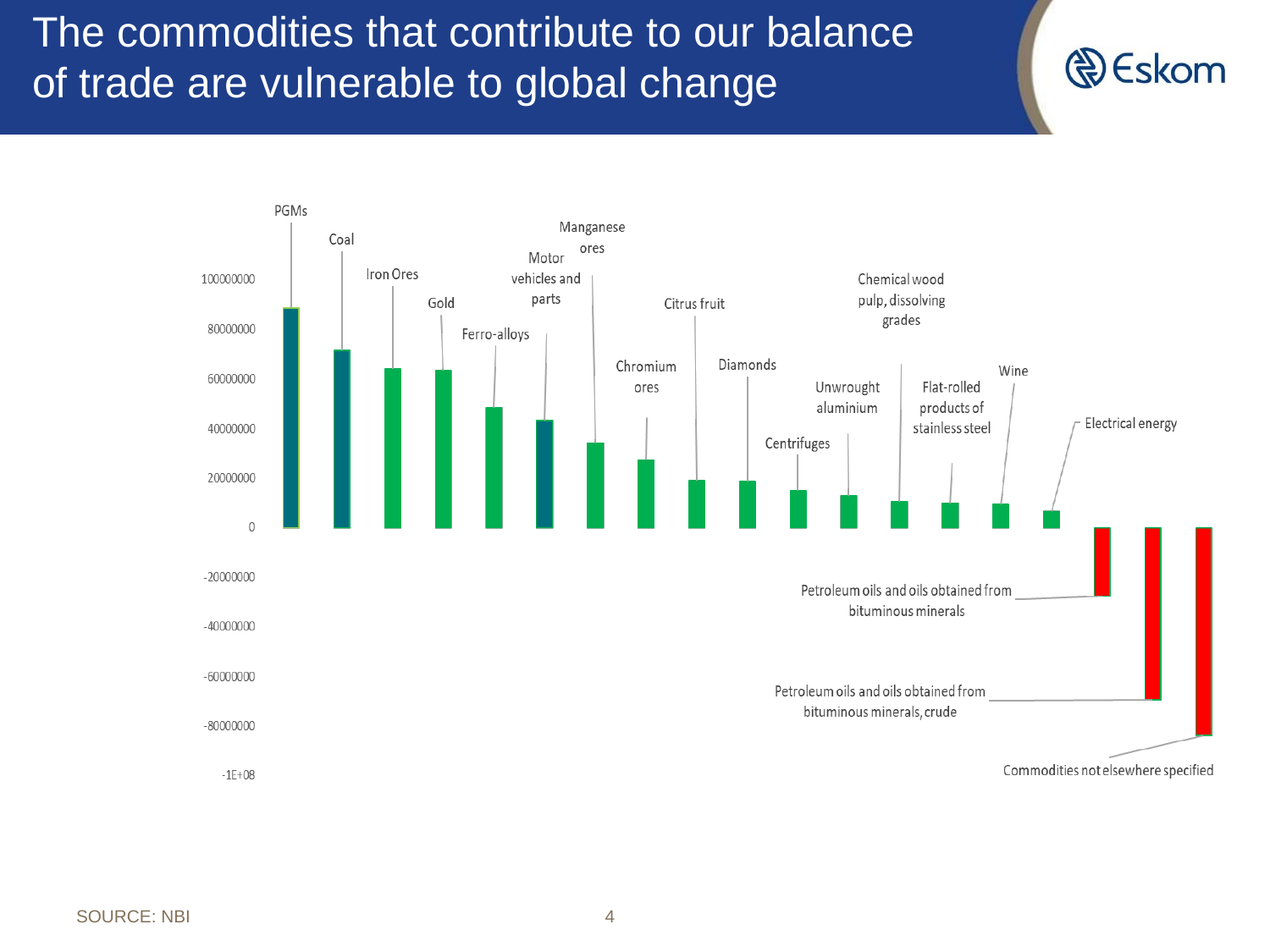# The commodities that contribute to our balance of trade are vulnerable to global change

| Commodity | Approximate value |
| --- | --- |
| PGMs | 88000000 |
| Coal | 71000000 |
| Iron Ores | 64000000 |
| Gold | 63000000 |
| Ferro-alloys | 48000000 |
| Motor vehicles and parts | 43000000 |
| Manganese ores | 34000000 |
| Chromium ores | 27000000 |
| Citrus fruit | 19000000 |
| Diamonds | 19000000 |
| Centrifuges | 15000000 |
| Unwrought aluminium | 13000000 |
| Chemical wood pulp, dissolving grades | 11000000 |
| Flat-rolled products of stainless steel | 10000000 |
| Wine | 10000000 |
| Electrical energy | 7000000 |
| Petroleum oils and oils obtained from bituminous minerals | -28000000 |
| Petroleum oils and oils obtained from bituminous minerals, crude | -69000000 |
| Commodities not elsewhere specified | -83000000 |

SOURCE: NBI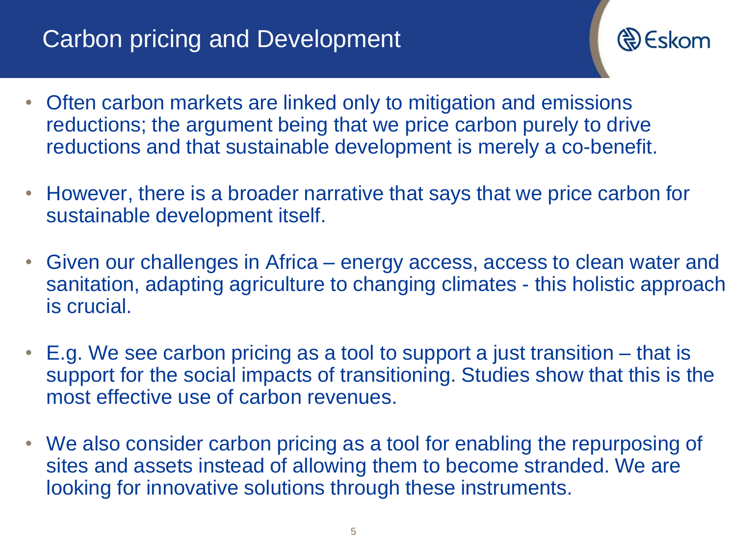# Carbon pricing and Development

- Often carbon markets are linked only to mitigation and emissions reductions; the argument being that we price carbon purely to drive reductions and that sustainable development is merely a co-benefit.
- However, there is a broader narrative that says that we price carbon for sustainable development itself.
- Given our challenges in Africa – energy access, access to clean water and sanitation, adapting agriculture to changing climates - this holistic approach is crucial.
- E.g. We see carbon pricing as a tool to support a just transition – that is support for the social impacts of transitioning. Studies show that this is the most effective use of carbon revenues.
- We also consider carbon pricing as a tool for enabling the repurposing of sites and assets instead of allowing them to become stranded. We are looking for innovative solutions through these instruments.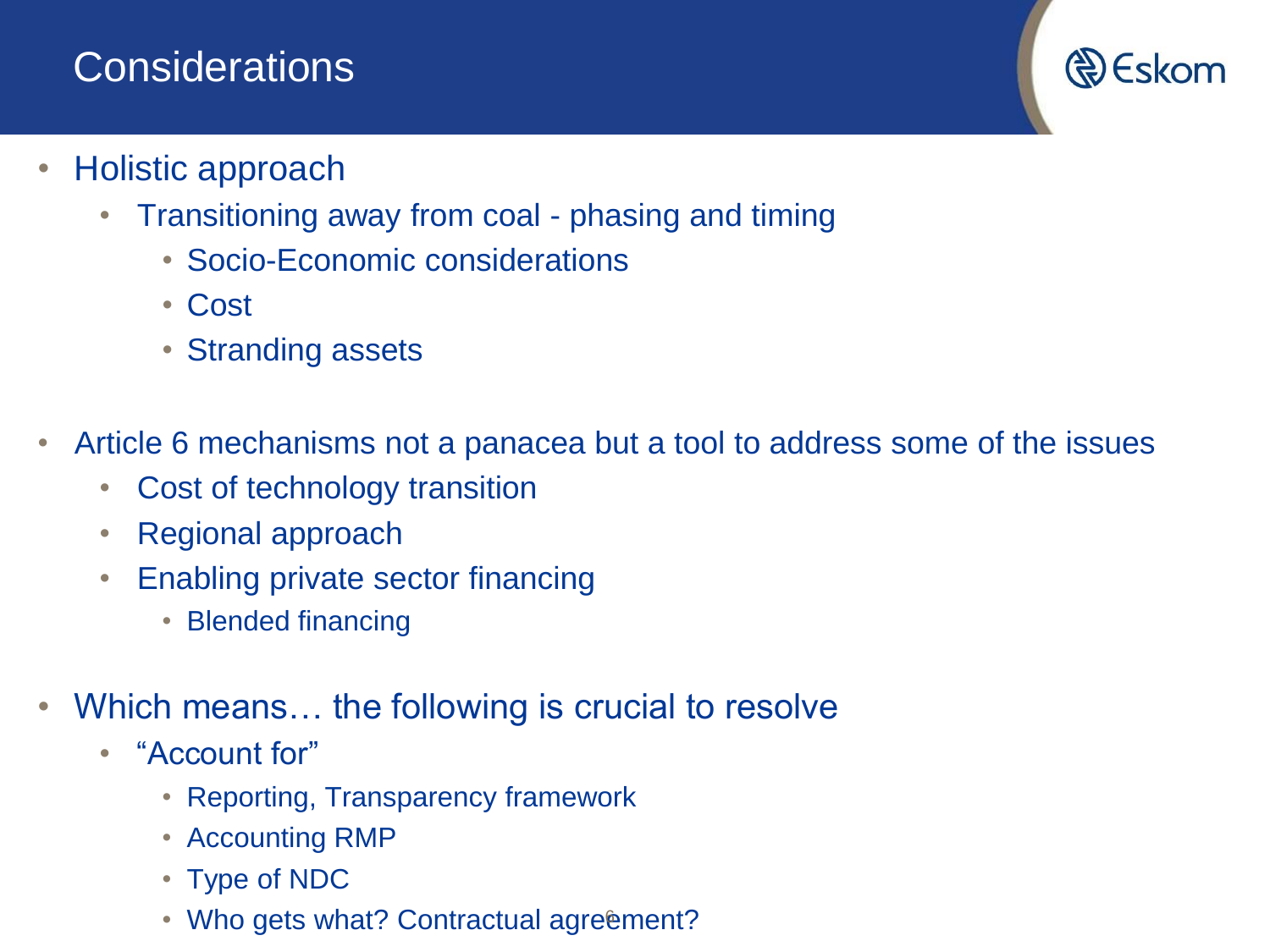# Considerations

- Holistic approach
  - Transitioning away from coal - phasing and timing
    - Socio-Economic considerations
    - Cost
    - Stranding assets
- Article 6 mechanisms not a panacea but a tool to address some of the issues
  - Cost of technology transition
  - Regional approach
  - Enabling private sector financing
    - Blended financing
- Which means… the following is crucial to resolve
  - "Account for"
    - Reporting, Transparency framework
    - Accounting RMP
    - Type of NDC
    - Who gets what? Contractual agreement?